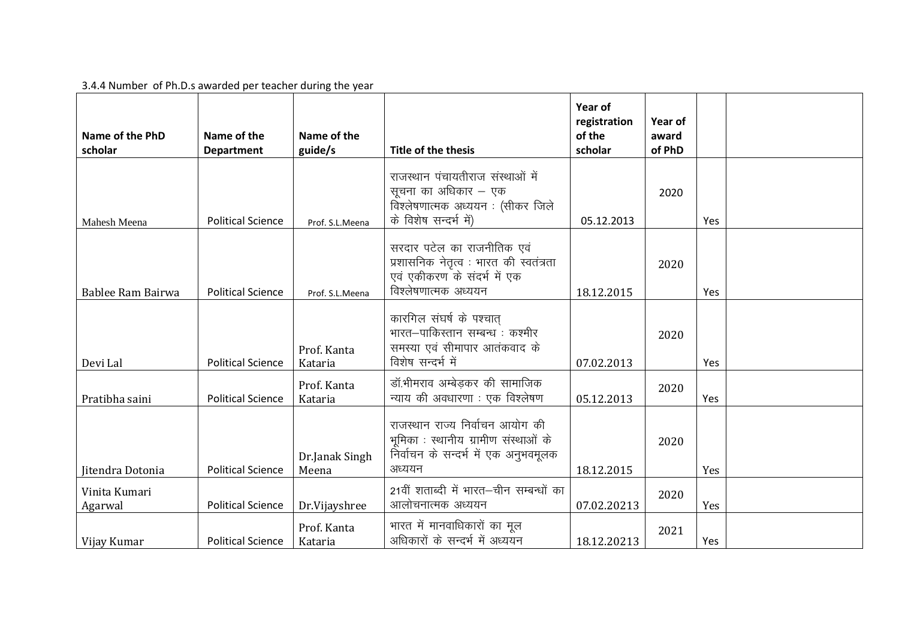3.4.4 Number of Ph.D.s awarded per teacher during the year

| Name of the PhD scholar | Name of the Department | Name of the guide/s | Title of the thesis | Year of registration of the scholar | Year of award of PhD | | |
|---|---|---|---|---|---|---|---|
| Mahesh Meena | Political Science | Prof. S.L.Meena | राजस्थान पंचायतीराज संस्थाओं में सूचना का अधिकार – एक विश्लेषणात्मक अध्ययन : (सीकर जिले के विशेष सन्दर्भ में) | 05.12.2013 | 2020 | Yes | |
| Bablee Ram Bairwa | Political Science | Prof. S.L.Meena | सरदार पटेल का राजनीतिक एवं प्रशासनिक नेतृत्व : भारत की स्वतंत्रता एवं एकीकरण के संदर्भ में एक विश्लेषणात्मक अध्ययन | 18.12.2015 | 2020 | Yes | |
| Devi Lal | Political Science | Prof. Kanta Kataria | कारगिल संघर्ष के पश्चात् भारत–पाकिस्तान सम्बन्ध : कश्मीर समस्या एवं सीमापार आतंकवाद के विशेष सन्दर्भ में | 07.02.2013 | 2020 | Yes | |
| Pratibha saini | Political Science | Prof. Kanta Kataria | डॉ.भीमराव अम्बेड़कर की सामाजिक न्याय की अवधारणा : एक विश्लेषण | 05.12.2013 | 2020 | Yes | |
| Jitendra Dotonia | Political Science | Dr.Janak Singh Meena | राजस्थान राज्य निर्वाचन आयोग की भूमिका : स्थानीय ग्रामीण संस्थाओं के निर्वाचन के सन्दर्भ में एक अनुभवमूलक अध्ययन | 18.12.2015 | 2020 | Yes | |
| Vinita Kumari Agarwal | Political Science | Dr.Vijayshree | 21वीं शताब्दी में भारत–चीन सम्बन्धों का आलोचनात्मक अध्ययन | 07.02.20213 | 2020 | Yes | |
| Vijay Kumar | Political Science | Prof. Kanta Kataria | भारत में मानवाधिकारों का मूल अधिकारों के सन्दर्भ में अध्ययन | 18.12.20213 | 2021 | Yes | |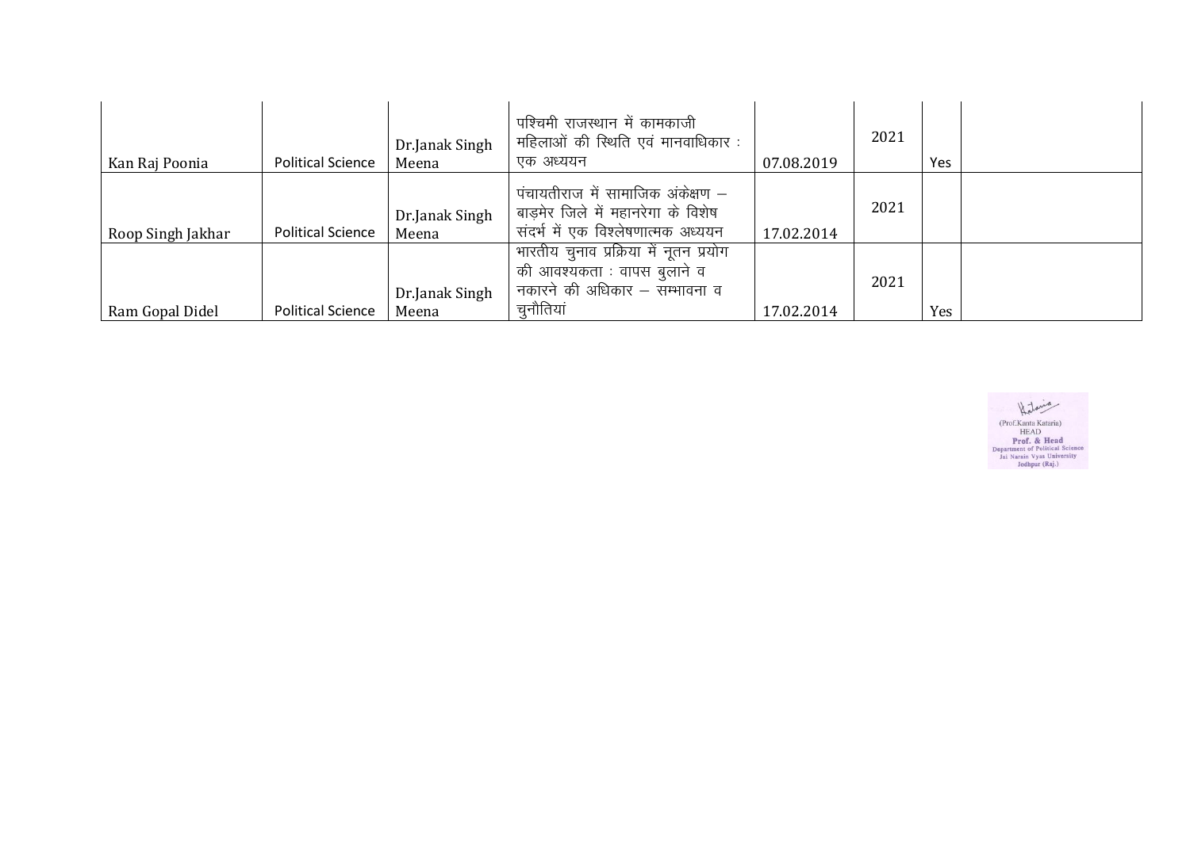| | | | | | | | |
|---|---|---|---|---|---|---|---|
| Kan Raj Poonia | Political Science | Dr.Janak Singh Meena | पश्चिमी राजस्थान में कामकाजी महिलाओं की स्थिति एवं मानवाधिकार : एक अध्ययन | 07.08.2019 | 2021 | Yes | |
| Roop Singh Jakhar | Political Science | Dr.Janak Singh Meena | पंचायतीराज में सामाजिक अंकेक्षण – बाड़मेर जिले में महानरेगा के विशेष संदर्भ में एक विश्लेषणात्मक अध्ययन | 17.02.2014 | 2021 | | |
| Ram Gopal Didel | Political Science | Dr.Janak Singh Meena | भारतीय चुनाव प्रक्रिया में नूतन प्रयोग की आवश्यकता : वापस बुलाने व नकारने की अधिकार – सम्भावना व चुनौतियां | 17.02.2014 | 2021 | Yes | |

(Prof.Kanta Kataria)
HEAD
Prof. & Head
Department of Political Science
Jai Narain Vyas University
Jodhpur (Raj.)